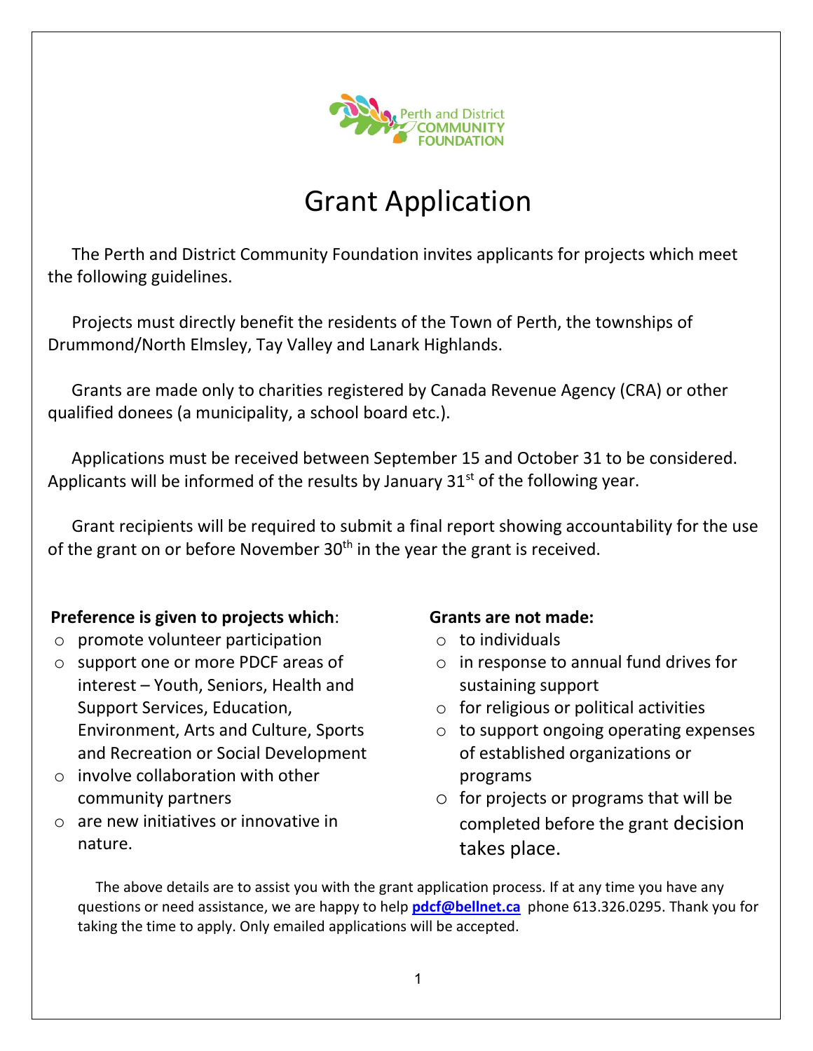# Grant Application

The Perth and District Community Foundation invites applicants for projects which meet the following guidelines.

Projects must directly benefit the residents of the Town of Perth, the townships of Drummond/North Elmsley, Tay Valley and Lanark Highlands.

Grants are made only to charities registered by Canada Revenue Agency (CRA) or other qualified donees (a municipality, a school board etc.).

Applications must be received between September 15 and October 31 to be considered. Applicants will be informed of the results by January 31st of the following year.

Grant recipients will be required to submit a final report showing accountability for the use of the grant on or before November 30th in the year the grant is received.

**Preference is given to projects which**:

- promote volunteer participation
- support one or more PDCF areas of interest – Youth, Seniors, Health and Support Services, Education, Environment, Arts and Culture, Sports and Recreation or Social Development
- involve collaboration with other community partners
- are new initiatives or innovative in nature.

**Grants are not made:**

- to individuals
- in response to annual fund drives for sustaining support
- for religious or political activities
- to support ongoing operating expenses of established organizations or programs
- for projects or programs that will be completed before the grant decision takes place.

The above details are to assist you with the grant application process. If at any time you have any questions or need assistance, we are happy to help **pdcf@bellnet.ca** phone 613.326.0295. Thank you for taking the time to apply. Only emailed applications will be accepted.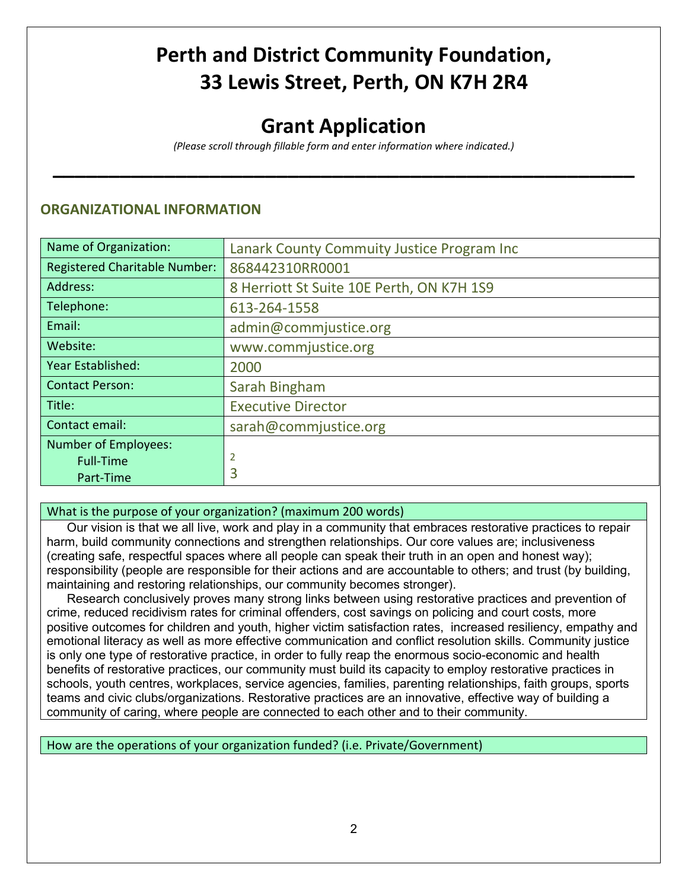# Perth and District Community Foundation, 33 Lewis Street, Perth, ON K7H 2R4

# Grant Application

*(Please scroll through fillable form and enter information where indicated.)*

## ORGANIZATIONAL INFORMATION

| | |
|---|---|
| Name of Organization: | Lanark County Commuity Justice Program Inc |
| Registered Charitable Number: | 868442310RR0001 |
| Address: | 8 Herriott St Suite 10E Perth, ON K7H 1S9 |
| Telephone: | 613-264-1558 |
| Email: | admin@commjustice.org |
| Website: | www.commjustice.org |
| Year Established: | 2000 |
| Contact Person: | Sarah Bingham |
| Title: | Executive Director |
| Contact email: | sarah@commjustice.org |
| Number of Employees: Full-Time / Part-Time | 2 / 3 |

**What is the purpose of your organization? (maximum 200 words)**

Our vision is that we all live, work and play in a community that embraces restorative practices to repair harm, build community connections and strengthen relationships. Our core values are; inclusiveness (creating safe, respectful spaces where all people can speak their truth in an open and honest way); responsibility (people are responsible for their actions and are accountable to others; and trust (by building, maintaining and restoring relationships, our community becomes stronger).

Research conclusively proves many strong links between using restorative practices and prevention of crime, reduced recidivism rates for criminal offenders, cost savings on policing and court costs, more positive outcomes for children and youth, higher victim satisfaction rates, increased resiliency, empathy and emotional literacy as well as more effective communication and conflict resolution skills. Community justice is only one type of restorative practice, in order to fully reap the enormous socio-economic and health benefits of restorative practices, our community must build its capacity to employ restorative practices in schools, youth centres, workplaces, service agencies, families, parenting relationships, faith groups, sports teams and civic clubs/organizations. Restorative practices are an innovative, effective way of building a community of caring, where people are connected to each other and to their community.

**How are the operations of your organization funded? (i.e. Private/Government)**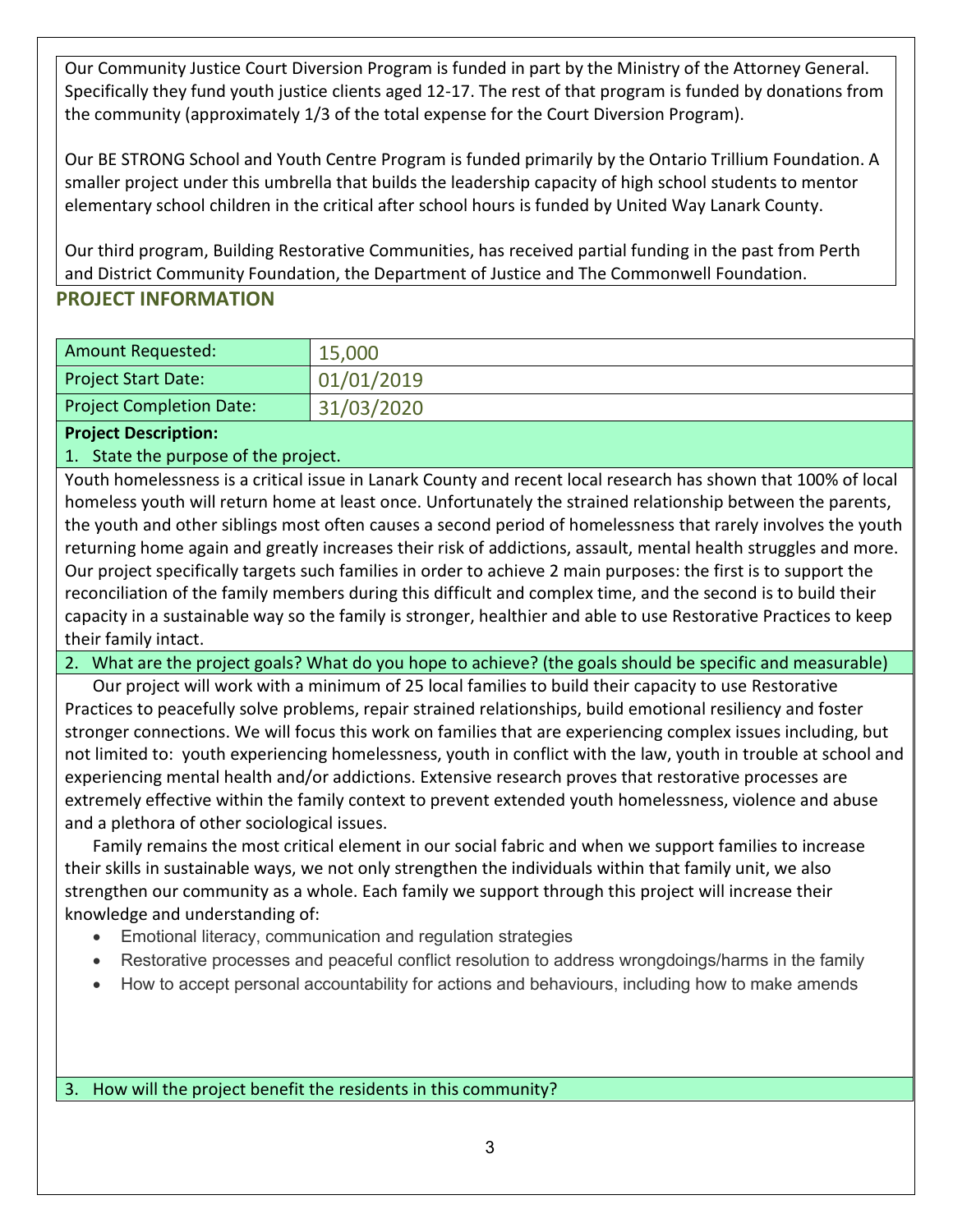Our Community Justice Court Diversion Program is funded in part by the Ministry of the Attorney General. Specifically they fund youth justice clients aged 12-17. The rest of that program is funded by donations from the community (approximately 1/3 of the total expense for the Court Diversion Program).

Our BE STRONG School and Youth Centre Program is funded primarily by the Ontario Trillium Foundation. A smaller project under this umbrella that builds the leadership capacity of high school students to mentor elementary school children in the critical after school hours is funded by United Way Lanark County.

Our third program, Building Restorative Communities, has received partial funding in the past from Perth and District Community Foundation, the Department of Justice and The Commonwell Foundation.

## PROJECT INFORMATION

| | |
|---|---|
| Amount Requested: | 15,000 |
| Project Start Date: | 01/01/2019 |
| Project Completion Date: | 31/03/2020 |

**Project Description:**

1. State the purpose of the project.

Youth homelessness is a critical issue in Lanark County and recent local research has shown that 100% of local homeless youth will return home at least once. Unfortunately the strained relationship between the parents, the youth and other siblings most often causes a second period of homelessness that rarely involves the youth returning home again and greatly increases their risk of addictions, assault, mental health struggles and more. Our project specifically targets such families in order to achieve 2 main purposes: the first is to support the reconciliation of the family members during this difficult and complex time, and the second is to build their capacity in a sustainable way so the family is stronger, healthier and able to use Restorative Practices to keep their family intact.

2. What are the project goals? What do you hope to achieve? (the goals should be specific and measurable)

Our project will work with a minimum of 25 local families to build their capacity to use Restorative Practices to peacefully solve problems, repair strained relationships, build emotional resiliency and foster stronger connections. We will focus this work on families that are experiencing complex issues including, but not limited to: youth experiencing homelessness, youth in conflict with the law, youth in trouble at school and experiencing mental health and/or addictions. Extensive research proves that restorative processes are extremely effective within the family context to prevent extended youth homelessness, violence and abuse and a plethora of other sociological issues.

Family remains the most critical element in our social fabric and when we support families to increase their skills in sustainable ways, we not only strengthen the individuals within that family unit, we also strengthen our community as a whole. Each family we support through this project will increase their knowledge and understanding of:

- Emotional literacy, communication and regulation strategies
- Restorative processes and peaceful conflict resolution to address wrongdoings/harms in the family
- How to accept personal accountability for actions and behaviours, including how to make amends

3. How will the project benefit the residents in this community?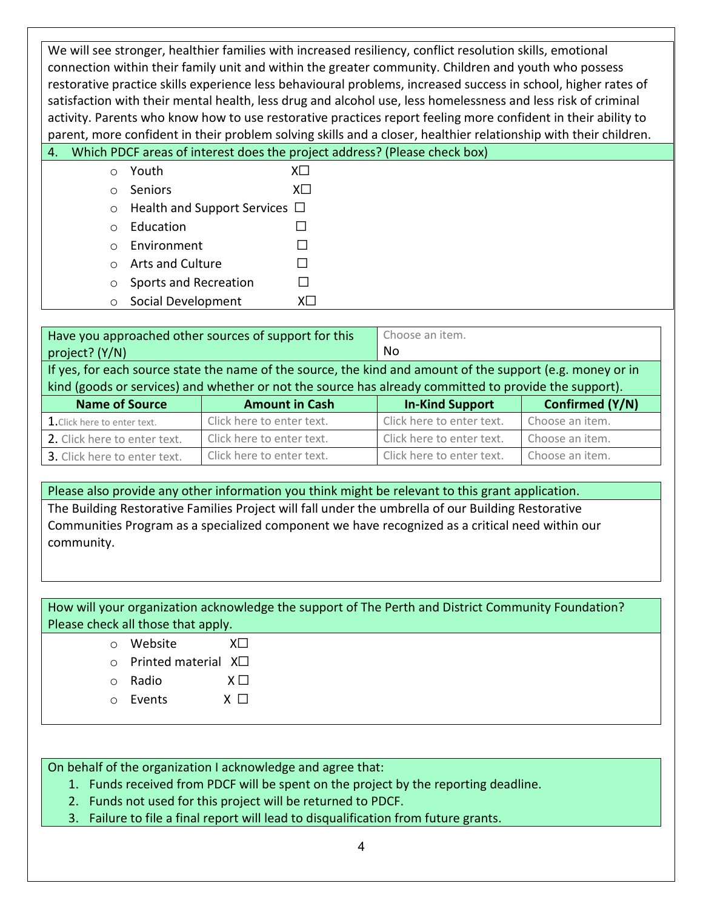We will see stronger, healthier families with increased resiliency, conflict resolution skills, emotional connection within their family unit and within the greater community. Children and youth who possess restorative practice skills experience less behavioural problems, increased success in school, higher rates of satisfaction with their mental health, less drug and alcohol use, less homelessness and less risk of criminal activity. Parents who know how to use restorative practices report feeling more confident in their ability to parent, more confident in their problem solving skills and a closer, healthier relationship with their children.

4. Which PDCF areas of interest does the project address? (Please check box)

- Youth X☐
- Seniors X☐
- Health and Support Services ☐
- Education ☐
- Environment ☐
- Arts and Culture ☐
- Sports and Recreation ☐
- Social Development X☐

| Have you approached other sources of support for this project? (Y/N) | Choose an item. No |
|---|---|

If yes, for each source state the name of the source, the kind and amount of the support (e.g. money or in kind (goods or services) and whether or not the source has already committed to provide the support).

| Name of Source | Amount in Cash | In-Kind Support | Confirmed (Y/N) |
|---|---|---|---|
| 1. Click here to enter text. | Click here to enter text. | Click here to enter text. | Choose an item. |
| 2. Click here to enter text. | Click here to enter text. | Click here to enter text. | Choose an item. |
| 3. Click here to enter text. | Click here to enter text. | Click here to enter text. | Choose an item. |

Please also provide any other information you think might be relevant to this grant application.

The Building Restorative Families Project will fall under the umbrella of our Building Restorative Communities Program as a specialized component we have recognized as a critical need within our community.

How will your organization acknowledge the support of The Perth and District Community Foundation? Please check all those that apply.

- Website X☐
- Printed material X☐
- Radio X ☐
- Events X ☐

On behalf of the organization I acknowledge and agree that:

1. Funds received from PDCF will be spent on the project by the reporting deadline.
2. Funds not used for this project will be returned to PDCF.
3. Failure to file a final report will lead to disqualification from future grants.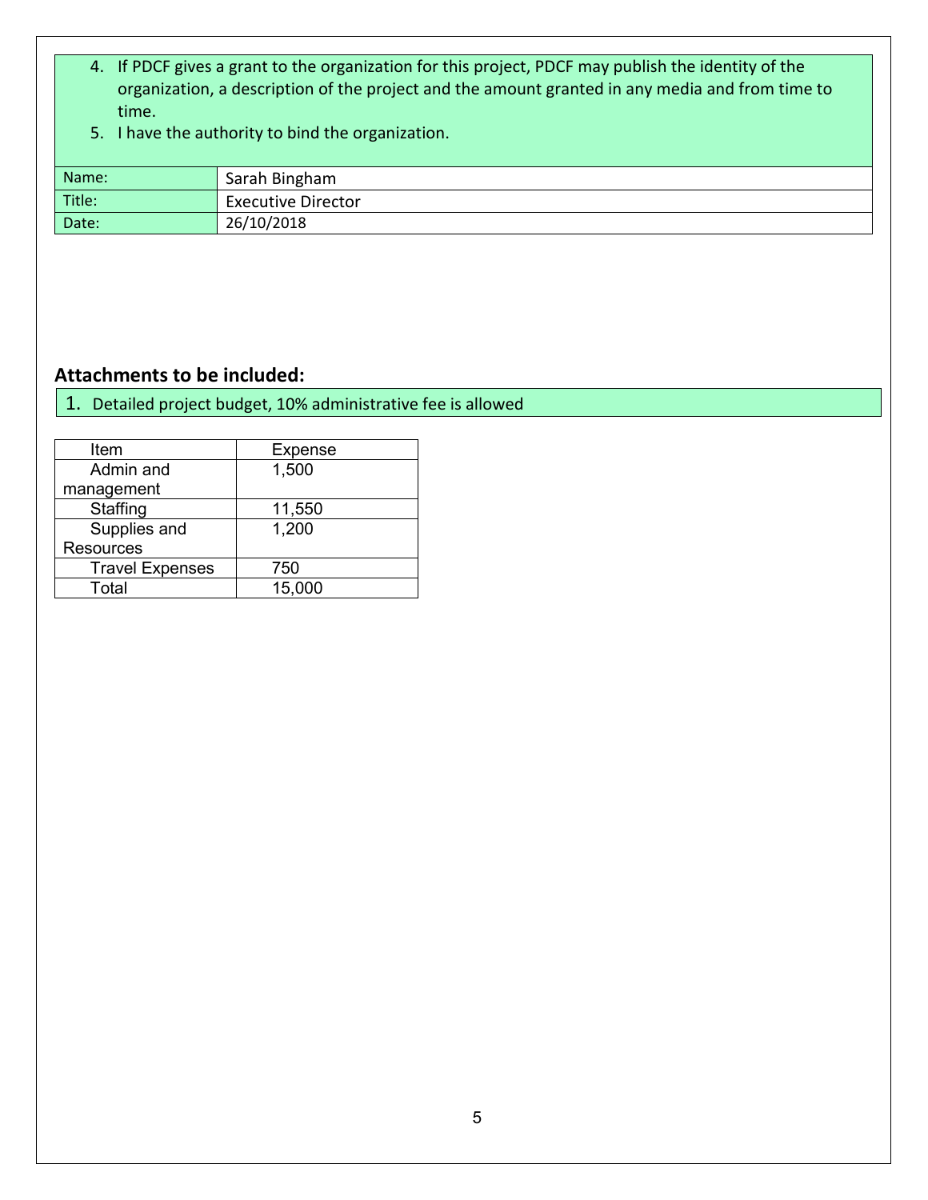4. If PDCF gives a grant to the organization for this project, PDCF may publish the identity of the organization, a description of the project and the amount granted in any media and from time to time.
5. I have the authority to bind the organization.

| | |
|---|---|
| Name: | Sarah Bingham |
| Title: | Executive Director |
| Date: | 26/10/2018 |

## Attachments to be included:

1. Detailed project budget, 10% administrative fee is allowed

| Item | Expense |
|---|---|
| Admin and management | 1,500 |
| Staffing | 11,550 |
| Supplies and Resources | 1,200 |
| Travel Expenses | 750 |
| Total | 15,000 |